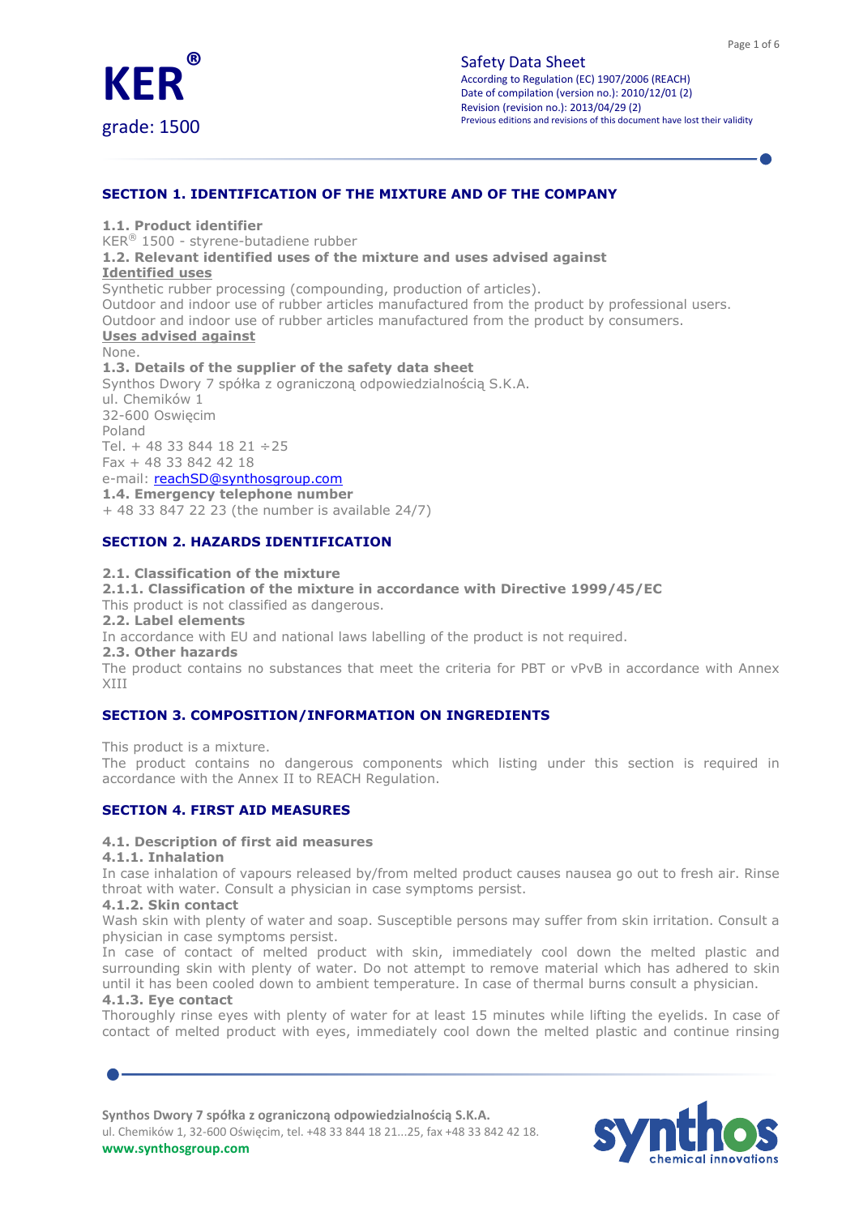**KER®**

grade: 1500

Safety Data Sheet
According to Regulation (EC) 1907/2006 (REACH)
Date of compilation (version no.): 2010/12/01 (2)
Revision (revision no.): 2013/04/29 (2)
Previous editions and revisions of this document have lost their validity

## SECTION 1. IDENTIFICATION OF THE MIXTURE AND OF THE COMPANY

**1.1. Product identifier**

KER® 1500 - styrene-butadiene rubber

**1.2. Relevant identified uses of the mixture and uses advised against**

**Identified uses**

Synthetic rubber processing (compounding, production of articles).
Outdoor and indoor use of rubber articles manufactured from the product by professional users.
Outdoor and indoor use of rubber articles manufactured from the product by consumers.

**Uses advised against**

None.

**1.3. Details of the supplier of the safety data sheet**

Synthos Dwory 7 spółka z ograniczoną odpowiedzialnością S.K.A.
ul. Chemików 1
32-600 Oswięcim
Poland
Tel. + 48 33 844 18 21 ÷25
Fax + 48 33 842 42 18
e-mail: reachSD@synthosgroup.com

**1.4. Emergency telephone number**

+ 48 33 847 22 23 (the number is available 24/7)

## SECTION 2. HAZARDS IDENTIFICATION

**2.1. Classification of the mixture**

**2.1.1. Classification of the mixture in accordance with Directive 1999/45/EC**

This product is not classified as dangerous.

**2.2. Label elements**

In accordance with EU and national laws labelling of the product is not required.

**2.3. Other hazards**

The product contains no substances that meet the criteria for PBT or vPvB in accordance with Annex XIII

## SECTION 3. COMPOSITION/INFORMATION ON INGREDIENTS

This product is a mixture.
The product contains no dangerous components which listing under this section is required in accordance with the Annex II to REACH Regulation.

## SECTION 4. FIRST AID MEASURES

**4.1. Description of first aid measures**

**4.1.1. Inhalation**

In case inhalation of vapours released by/from melted product causes nausea go out to fresh air. Rinse throat with water. Consult a physician in case symptoms persist.

**4.1.2. Skin contact**

Wash skin with plenty of water and soap. Susceptible persons may suffer from skin irritation. Consult a physician in case symptoms persist.
In case of contact of melted product with skin, immediately cool down the melted plastic and surrounding skin with plenty of water. Do not attempt to remove material which has adhered to skin until it has been cooled down to ambient temperature. In case of thermal burns consult a physician.

**4.1.3. Eye contact**

Thoroughly rinse eyes with plenty of water for at least 15 minutes while lifting the eyelids. In case of contact of melted product with eyes, immediately cool down the melted plastic and continue rinsing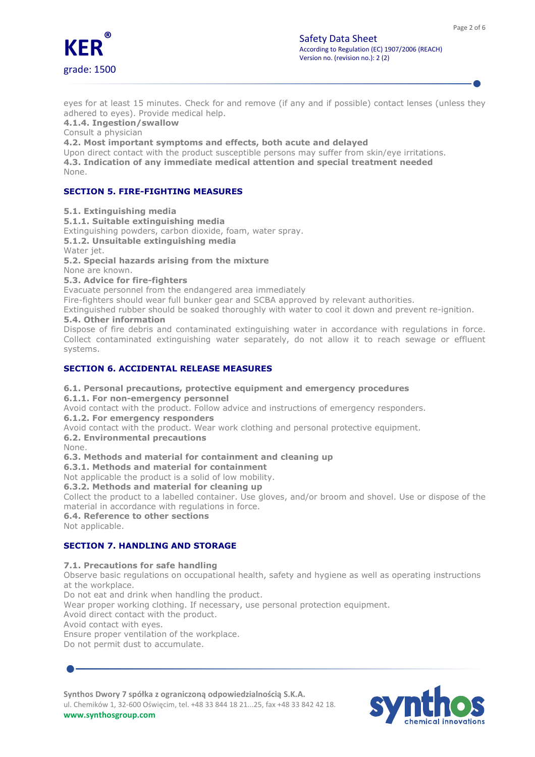eyes for at least 15 minutes. Check for and remove (if any and if possible) contact lenses (unless they adhered to eyes). Provide medical help.

**4.1.4. Ingestion/swallow**

Consult a physician

**4.2. Most important symptoms and effects, both acute and delayed**

Upon direct contact with the product susceptible persons may suffer from skin/eye irritations.

**4.3. Indication of any immediate medical attention and special treatment needed**

None.

## SECTION 5. FIRE-FIGHTING MEASURES

**5.1. Extinguishing media**

**5.1.1. Suitable extinguishing media**

Extinguishing powders, carbon dioxide, foam, water spray.

**5.1.2. Unsuitable extinguishing media**

Water jet.

**5.2. Special hazards arising from the mixture**

None are known.

**5.3. Advice for fire-fighters**

Evacuate personnel from the endangered area immediately

Fire-fighters should wear full bunker gear and SCBA approved by relevant authorities.

Extinguished rubber should be soaked thoroughly with water to cool it down and prevent re-ignition.

**5.4. Other information**

Dispose of fire debris and contaminated extinguishing water in accordance with regulations in force. Collect contaminated extinguishing water separately, do not allow it to reach sewage or effluent systems.

## SECTION 6. ACCIDENTAL RELEASE MEASURES

**6.1. Personal precautions, protective equipment and emergency procedures**

**6.1.1. For non-emergency personnel**

Avoid contact with the product. Follow advice and instructions of emergency responders.

**6.1.2. For emergency responders**

Avoid contact with the product. Wear work clothing and personal protective equipment.

**6.2. Environmental precautions**

None.

**6.3. Methods and material for containment and cleaning up**

**6.3.1. Methods and material for containment**

Not applicable the product is a solid of low mobility.

**6.3.2. Methods and material for cleaning up**

Collect the product to a labelled container. Use gloves, and/or broom and shovel. Use or dispose of the material in accordance with regulations in force.

**6.4. Reference to other sections**

Not applicable.

## SECTION 7. HANDLING AND STORAGE

**7.1. Precautions for safe handling**

Observe basic regulations on occupational health, safety and hygiene as well as operating instructions at the workplace.

Do not eat and drink when handling the product.

Wear proper working clothing. If necessary, use personal protection equipment.

Avoid direct contact with the product.

Avoid contact with eyes.

Ensure proper ventilation of the workplace.

Do not permit dust to accumulate.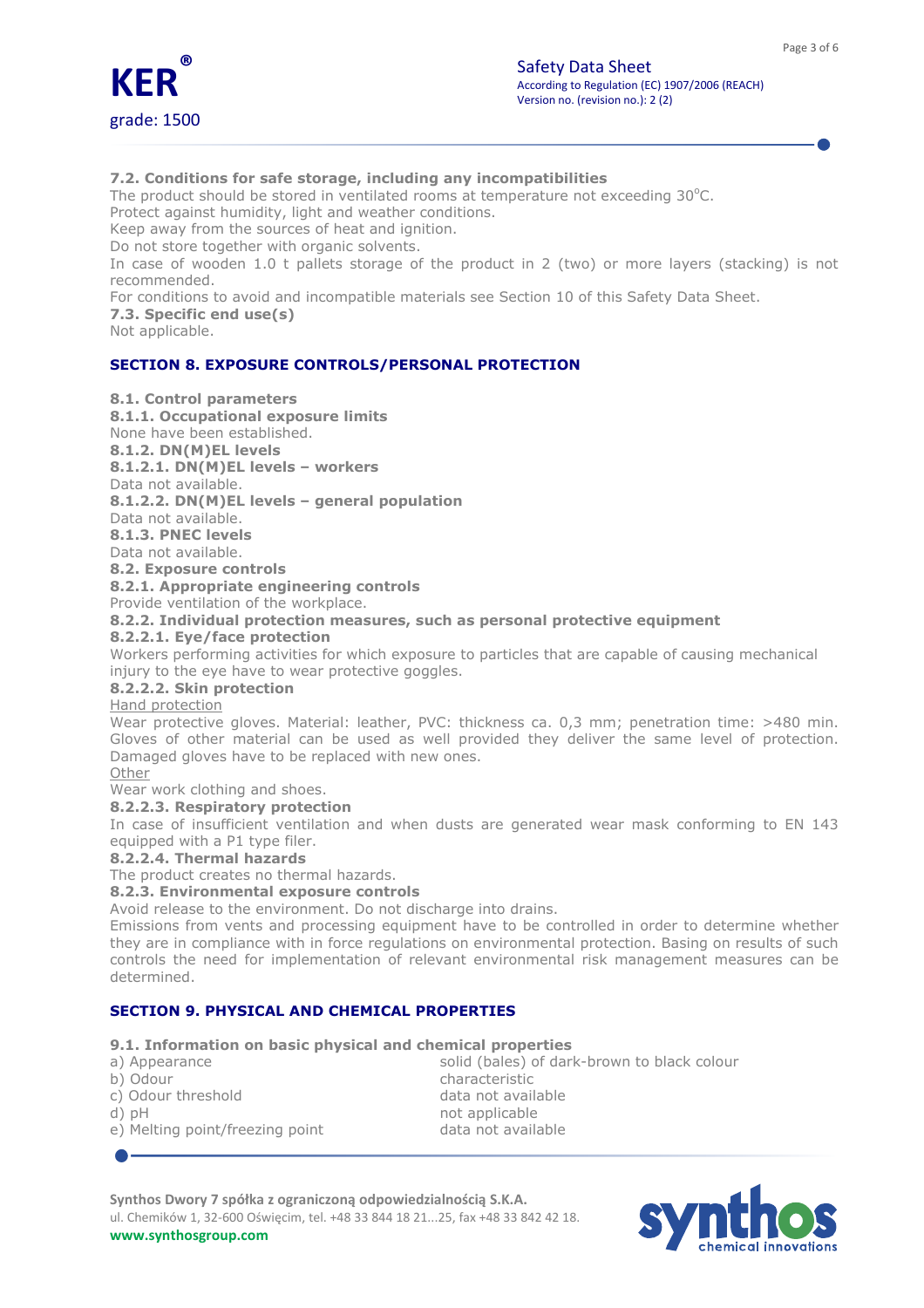**7.2. Conditions for safe storage, including any incompatibilities**

The product should be stored in ventilated rooms at temperature not exceeding 30°C.
Protect against humidity, light and weather conditions.
Keep away from the sources of heat and ignition.
Do not store together with organic solvents.
In case of wooden 1.0 t pallets storage of the product in 2 (two) or more layers (stacking) is not recommended.
For conditions to avoid and incompatible materials see Section 10 of this Safety Data Sheet.

**7.3. Specific end use(s)**

Not applicable.

## SECTION 8. EXPOSURE CONTROLS/PERSONAL PROTECTION

**8.1. Control parameters**

**8.1.1. Occupational exposure limits**

None have been established.

**8.1.2. DN(M)EL levels**

**8.1.2.1. DN(M)EL levels – workers**

Data not available.

**8.1.2.2. DN(M)EL levels – general population**

Data not available.

**8.1.3. PNEC levels**

Data not available.

**8.2. Exposure controls**

**8.2.1. Appropriate engineering controls**

Provide ventilation of the workplace.

**8.2.2. Individual protection measures, such as personal protective equipment**

**8.2.2.1. Eye/face protection**

Workers performing activities for which exposure to particles that are capable of causing mechanical injury to the eye have to wear protective goggles.

**8.2.2.2. Skin protection**

Hand protection

Wear protective gloves. Material: leather, PVC: thickness ca. 0,3 mm; penetration time: >480 min. Gloves of other material can be used as well provided they deliver the same level of protection. Damaged gloves have to be replaced with new ones.

Other

Wear work clothing and shoes.

**8.2.2.3. Respiratory protection**

In case of insufficient ventilation and when dusts are generated wear mask conforming to EN 143 equipped with a P1 type filer.

**8.2.2.4. Thermal hazards**

The product creates no thermal hazards.

**8.2.3. Environmental exposure controls**

Avoid release to the environment. Do not discharge into drains.
Emissions from vents and processing equipment have to be controlled in order to determine whether they are in compliance with in force regulations on environmental protection. Basing on results of such controls the need for implementation of relevant environmental risk management measures can be determined.

## SECTION 9. PHYSICAL AND CHEMICAL PROPERTIES

**9.1. Information on basic physical and chemical properties**

| | |
|---|---|
| a) Appearance | solid (bales) of dark-brown to black colour |
| b) Odour | characteristic |
| c) Odour threshold | data not available |
| d) pH | not applicable |
| e) Melting point/freezing point | data not available |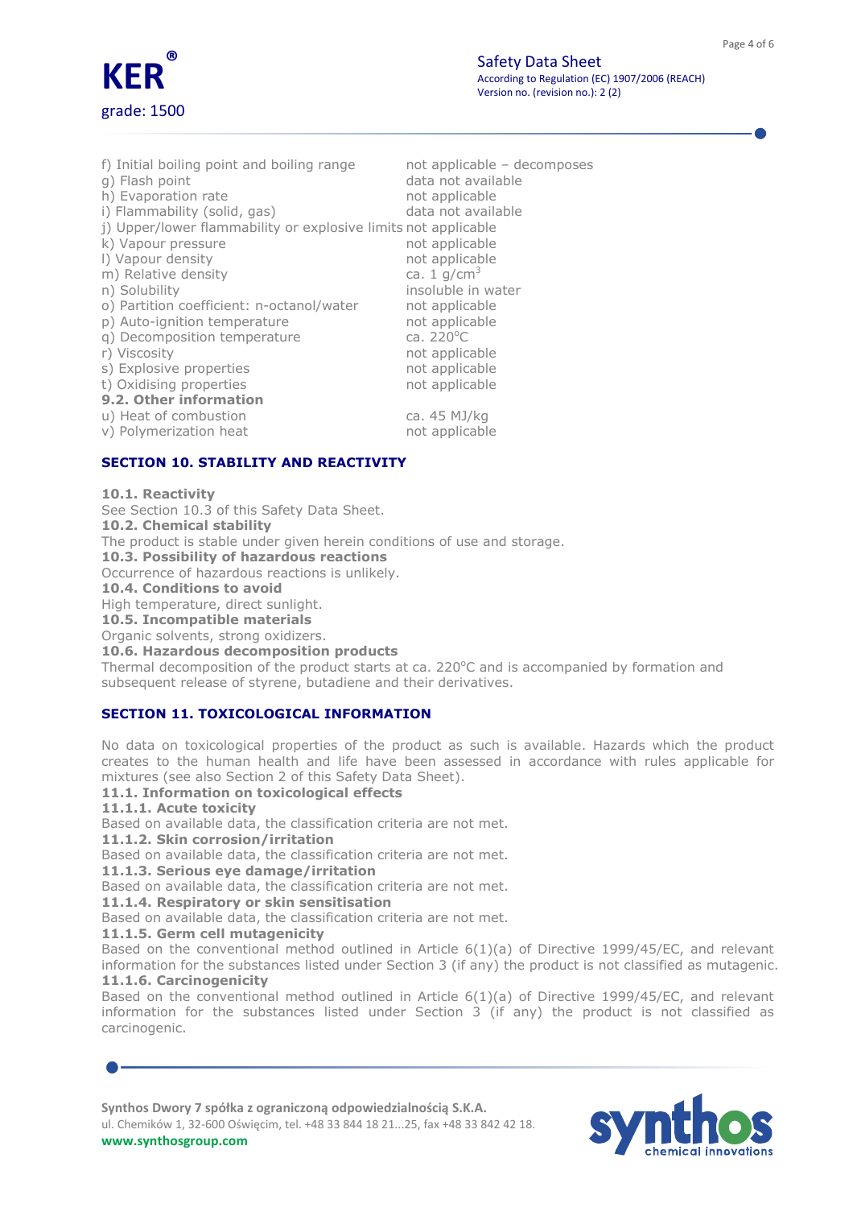| | |
|---|---|
| f) Initial boiling point and boiling range | not applicable – decomposes |
| g) Flash point | data not available |
| h) Evaporation rate | not applicable |
| i) Flammability (solid, gas) | data not available |
| j) Upper/lower flammability or explosive limits | not applicable |
| k) Vapour pressure | not applicable |
| l) Vapour density | not applicable |
| m) Relative density | ca. 1 g/cm$^3$ |
| n) Solubility | insoluble in water |
| o) Partition coefficient: n-octanol/water | not applicable |
| p) Auto-ignition temperature | not applicable |
| q) Decomposition temperature | ca. 220$^o$C |
| r) Viscosity | not applicable |
| s) Explosive properties | not applicable |
| t) Oxidising properties | not applicable |

**9.2. Other information**

| | |
|---|---|
| u) Heat of combustion | ca. 45 MJ/kg |
| v) Polymerization heat | not applicable |

## SECTION 10. STABILITY AND REACTIVITY

**10.1. Reactivity**
See Section 10.3 of this Safety Data Sheet.

**10.2. Chemical stability**
The product is stable under given herein conditions of use and storage.

**10.3. Possibility of hazardous reactions**
Occurrence of hazardous reactions is unlikely.

**10.4. Conditions to avoid**
High temperature, direct sunlight.

**10.5. Incompatible materials**
Organic solvents, strong oxidizers.

**10.6. Hazardous decomposition products**
Thermal decomposition of the product starts at ca. 220$^o$C and is accompanied by formation and subsequent release of styrene, butadiene and their derivatives.

## SECTION 11. TOXICOLOGICAL INFORMATION

No data on toxicological properties of the product as such is available. Hazards which the product creates to the human health and life have been assessed in accordance with rules applicable for mixtures (see also Section 2 of this Safety Data Sheet).

**11.1. Information on toxicological effects**

**11.1.1. Acute toxicity**
Based on available data, the classification criteria are not met.

**11.1.2. Skin corrosion/irritation**
Based on available data, the classification criteria are not met.

**11.1.3. Serious eye damage/irritation**
Based on available data, the classification criteria are not met.

**11.1.4. Respiratory or skin sensitisation**
Based on available data, the classification criteria are not met.

**11.1.5. Germ cell mutagenicity**
Based on the conventional method outlined in Article 6(1)(a) of Directive 1999/45/EC, and relevant information for the substances listed under Section 3 (if any) the product is not classified as mutagenic.

**11.1.6. Carcinogenicity**
Based on the conventional method outlined in Article 6(1)(a) of Directive 1999/45/EC, and relevant information for the substances listed under Section 3 (if any) the product is not classified as carcinogenic.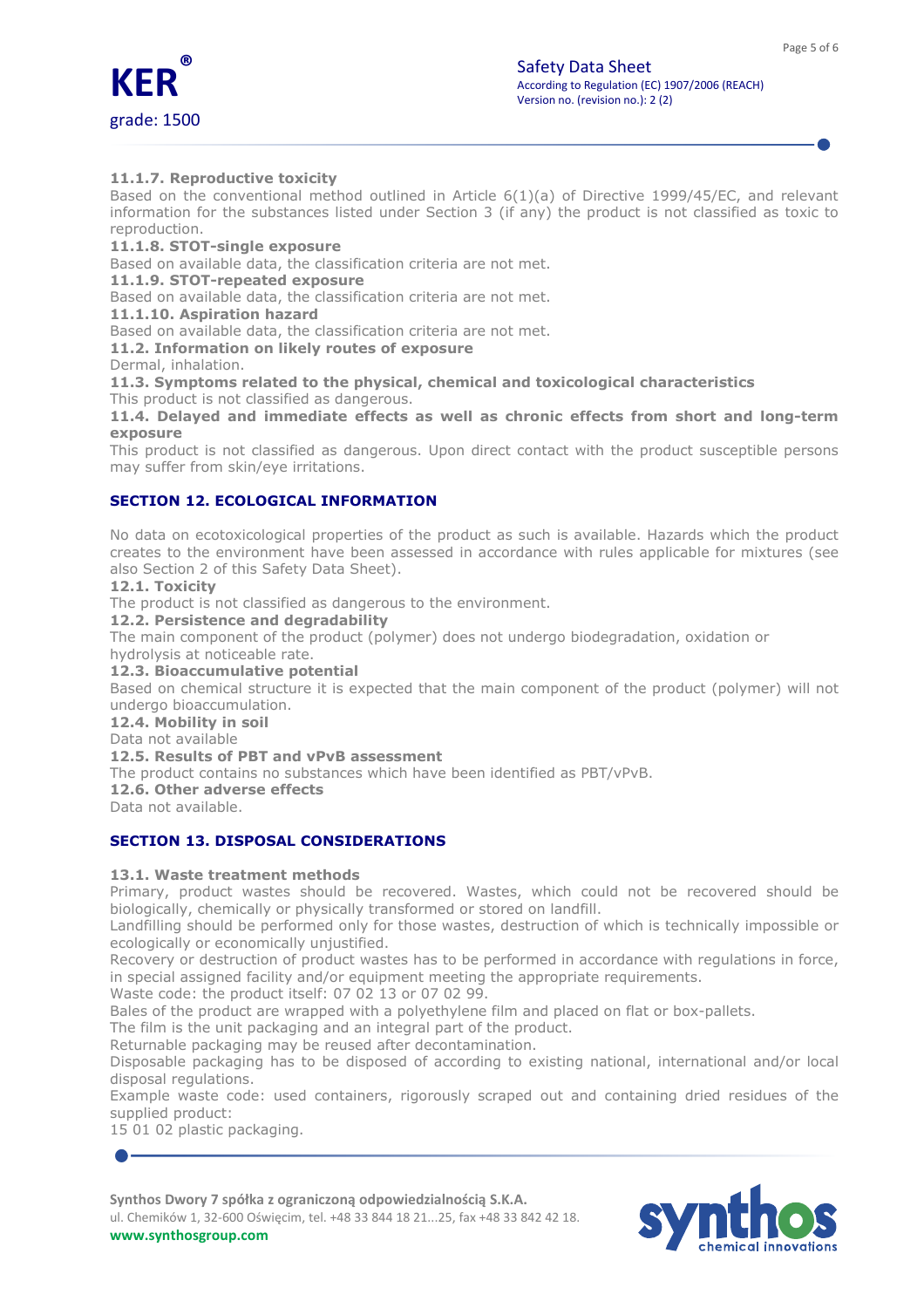#### 11.1.7. Reproductive toxicity

Based on the conventional method outlined in Article 6(1)(a) of Directive 1999/45/EC, and relevant information for the substances listed under Section 3 (if any) the product is not classified as toxic to reproduction.

#### 11.1.8. STOT-single exposure

Based on available data, the classification criteria are not met.

#### 11.1.9. STOT-repeated exposure

Based on available data, the classification criteria are not met.

#### 11.1.10. Aspiration hazard

Based on available data, the classification criteria are not met.

### 11.2. Information on likely routes of exposure

Dermal, inhalation.

### 11.3. Symptoms related to the physical, chemical and toxicological characteristics

This product is not classified as dangerous.

### 11.4. Delayed and immediate effects as well as chronic effects from short and long-term exposure

This product is not classified as dangerous. Upon direct contact with the product susceptible persons may suffer from skin/eye irritations.

## SECTION 12. ECOLOGICAL INFORMATION

No data on ecotoxicological properties of the product as such is available. Hazards which the product creates to the environment have been assessed in accordance with rules applicable for mixtures (see also Section 2 of this Safety Data Sheet).

### 12.1. Toxicity

The product is not classified as dangerous to the environment.

### 12.2. Persistence and degradability

The main component of the product (polymer) does not undergo biodegradation, oxidation or hydrolysis at noticeable rate.

### 12.3. Bioaccumulative potential

Based on chemical structure it is expected that the main component of the product (polymer) will not undergo bioaccumulation.

### 12.4. Mobility in soil

Data not available

### 12.5. Results of PBT and vPvB assessment

The product contains no substances which have been identified as PBT/vPvB.

### 12.6. Other adverse effects

Data not available.

## SECTION 13. DISPOSAL CONSIDERATIONS

### 13.1. Waste treatment methods

Primary, product wastes should be recovered. Wastes, which could not be recovered should be biologically, chemically or physically transformed or stored on landfill.

Landfilling should be performed only for those wastes, destruction of which is technically impossible or ecologically or economically unjustified.

Recovery or destruction of product wastes has to be performed in accordance with regulations in force, in special assigned facility and/or equipment meeting the appropriate requirements.

Waste code: the product itself: 07 02 13 or 07 02 99.

Bales of the product are wrapped with a polyethylene film and placed on flat or box-pallets.

The film is the unit packaging and an integral part of the product.

Returnable packaging may be reused after decontamination.

Disposable packaging has to be disposed of according to existing national, international and/or local disposal regulations.

Example waste code: used containers, rigorously scraped out and containing dried residues of the supplied product:

15 01 02 plastic packaging.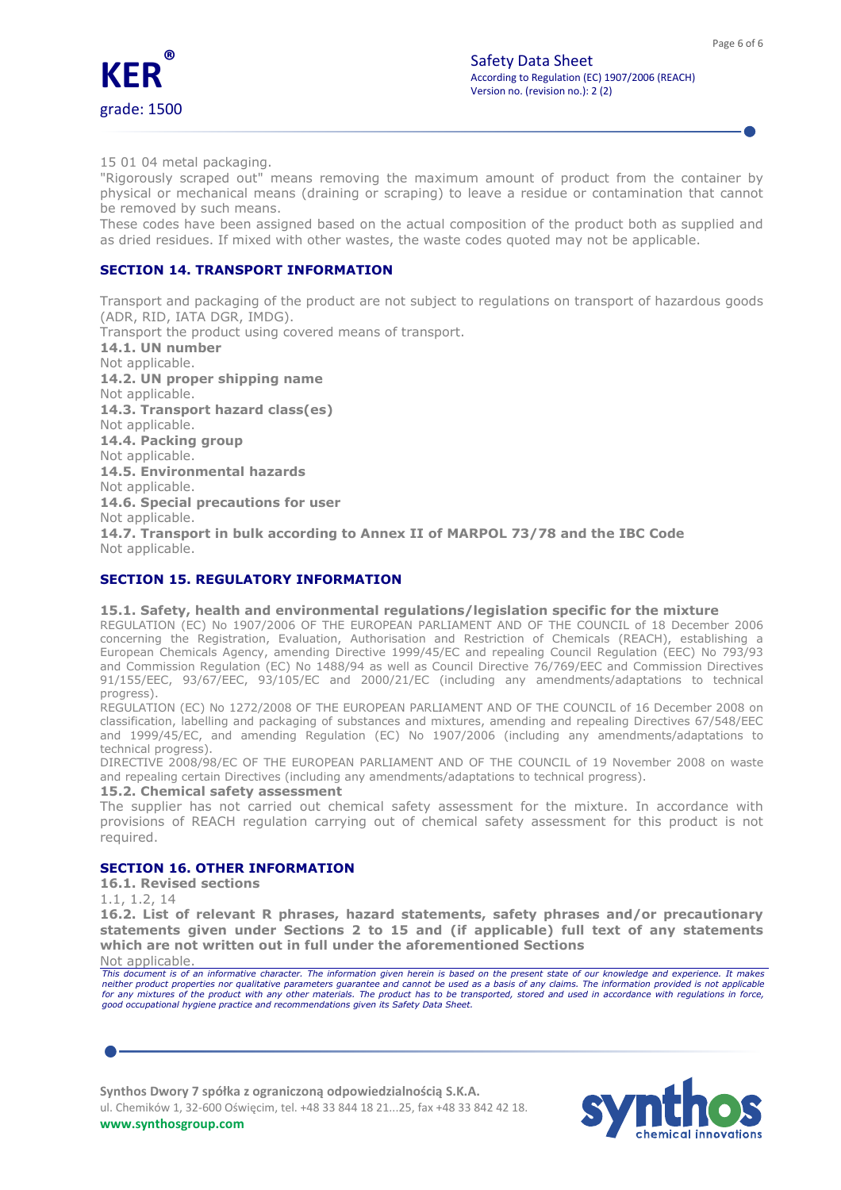15 01 04 metal packaging.

"Rigorously scraped out" means removing the maximum amount of product from the container by physical or mechanical means (draining or scraping) to leave a residue or contamination that cannot be removed by such means.

These codes have been assigned based on the actual composition of the product both as supplied and as dried residues. If mixed with other wastes, the waste codes quoted may not be applicable.

## SECTION 14. TRANSPORT INFORMATION

Transport and packaging of the product are not subject to regulations on transport of hazardous goods (ADR, RID, IATA DGR, IMDG).

Transport the product using covered means of transport.

**14.1. UN number**

Not applicable.

**14.2. UN proper shipping name**

Not applicable.

**14.3. Transport hazard class(es)**

Not applicable.

**14.4. Packing group**

Not applicable.

**14.5. Environmental hazards**

Not applicable.

**14.6. Special precautions for user**

Not applicable.

**14.7. Transport in bulk according to Annex II of MARPOL 73/78 and the IBC Code**

Not applicable.

## SECTION 15. REGULATORY INFORMATION

**15.1. Safety, health and environmental regulations/legislation specific for the mixture**

REGULATION (EC) No 1907/2006 OF THE EUROPEAN PARLIAMENT AND OF THE COUNCIL of 18 December 2006 concerning the Registration, Evaluation, Authorisation and Restriction of Chemicals (REACH), establishing a European Chemicals Agency, amending Directive 1999/45/EC and repealing Council Regulation (EEC) No 793/93 and Commission Regulation (EC) No 1488/94 as well as Council Directive 76/769/EEC and Commission Directives 91/155/EEC, 93/67/EEC, 93/105/EC and 2000/21/EC (including any amendments/adaptations to technical progress).

REGULATION (EC) No 1272/2008 OF THE EUROPEAN PARLIAMENT AND OF THE COUNCIL of 16 December 2008 on classification, labelling and packaging of substances and mixtures, amending and repealing Directives 67/548/EEC and 1999/45/EC, and amending Regulation (EC) No 1907/2006 (including any amendments/adaptations to technical progress).

DIRECTIVE 2008/98/EC OF THE EUROPEAN PARLIAMENT AND OF THE COUNCIL of 19 November 2008 on waste and repealing certain Directives (including any amendments/adaptations to technical progress).

**15.2. Chemical safety assessment**

The supplier has not carried out chemical safety assessment for the mixture. In accordance with provisions of REACH regulation carrying out of chemical safety assessment for this product is not required.

## SECTION 16. OTHER INFORMATION

**16.1. Revised sections**

1.1, 1.2, 14

**16.2. List of relevant R phrases, hazard statements, safety phrases and/or precautionary statements given under Sections 2 to 15 and (if applicable) full text of any statements which are not written out in full under the aforementioned Sections**

Not applicable.

*This document is of an informative character. The information given herein is based on the present state of our knowledge and experience. It makes neither product properties nor qualitative parameters guarantee and cannot be used as a basis of any claims. The information provided is not applicable for any mixtures of the product with any other materials. The product has to be transported, stored and used in accordance with regulations in force, good occupational hygiene practice and recommendations given its Safety Data Sheet.*